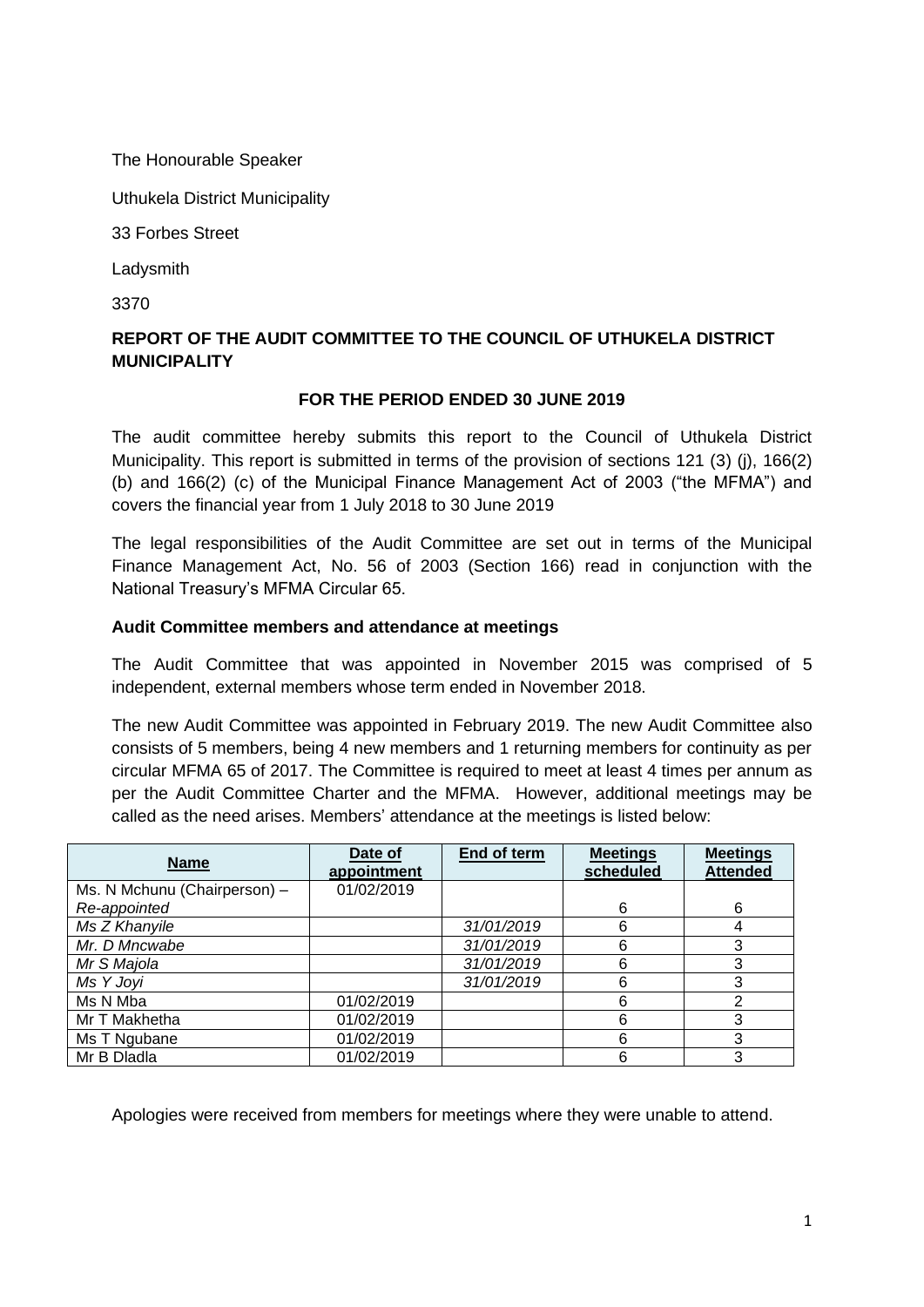The Honourable Speaker

Uthukela District Municipality

33 Forbes Street

Ladysmith

3370

**REPORT OF THE AUDIT COMMITTEE TO THE COUNCIL OF UTHUKELA DISTRICT MUNICIPALITY**

**FOR THE PERIOD ENDED 30 JUNE 2019**

The audit committee hereby submits this report to the Council of Uthukela District Municipality. This report is submitted in terms of the provision of sections 121 (3) (j), 166(2) (b) and 166(2) (c) of the Municipal Finance Management Act of 2003 ("the MFMA") and covers the financial year from 1 July 2018 to 30 June 2019

The legal responsibilities of the Audit Committee are set out in terms of the Municipal Finance Management Act, No. 56 of 2003 (Section 166) read in conjunction with the National Treasury's MFMA Circular 65.

**Audit Committee members and attendance at meetings**

The Audit Committee that was appointed in November 2015 was comprised of 5 independent, external members whose term ended in November 2018.

The new Audit Committee was appointed in February 2019. The new Audit Committee also consists of 5 members, being 4 new members and 1 returning members for continuity as per circular MFMA 65 of 2017. The Committee is required to meet at least 4 times per annum as per the Audit Committee Charter and the MFMA. However, additional meetings may be called as the need arises. Members' attendance at the meetings is listed below:

| Name | Date of appointment | End of term | Meetings scheduled | Meetings Attended |
|---|---|---|---|---|
| Ms. N Mchunu (Chairperson) – *Re-appointed* | 01/02/2019 | | 6 | 6 |
| *Ms Z Khanyile* | | *31/01/2019* | 6 | 4 |
| *Mr. D Mncwabe* | | *31/01/2019* | 6 | 3 |
| *Mr S Majola* | | *31/01/2019* | 6 | 3 |
| *Ms Y Joyi* | | *31/01/2019* | 6 | 3 |
| Ms N Mba | 01/02/2019 | | 6 | 2 |
| Mr T Makhetha | 01/02/2019 | | 6 | 3 |
| Ms T Ngubane | 01/02/2019 | | 6 | 3 |
| Mr B Dladla | 01/02/2019 | | 6 | 3 |

Apologies were received from members for meetings where they were unable to attend.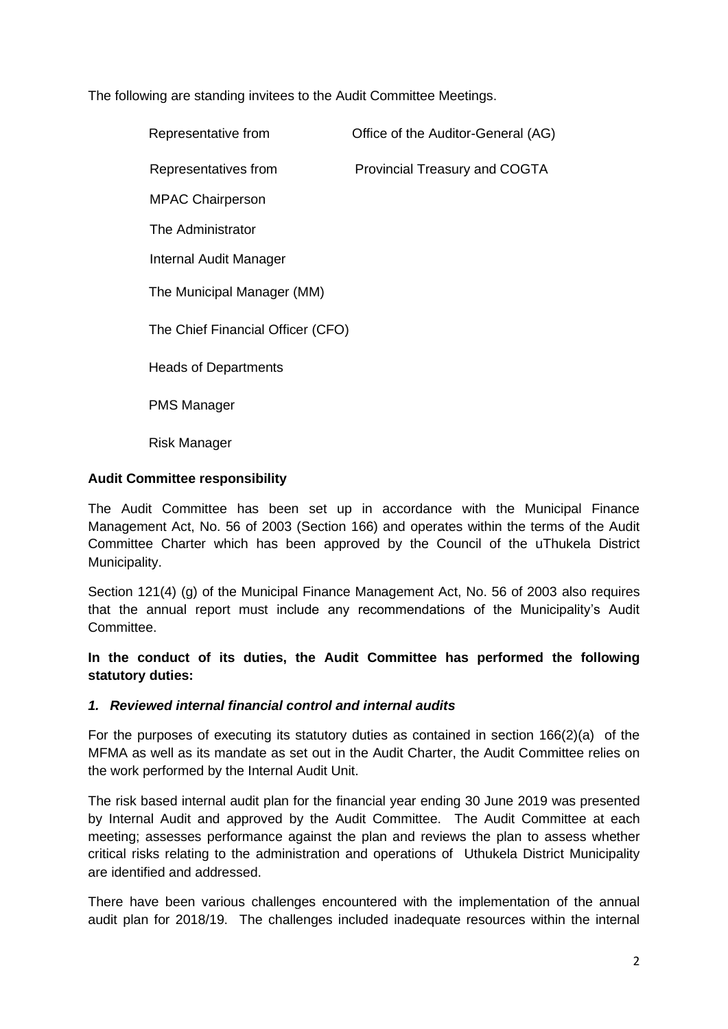The following are standing invitees to the Audit Committee Meetings.

| | |
|---|---|
| Representative from | Office of the Auditor-General (AG) |
| Representatives from | Provincial Treasury and COGTA |
| MPAC Chairperson | |
| The Administrator | |
| Internal Audit Manager | |
| The Municipal Manager (MM) | |
| The Chief Financial Officer (CFO) | |
| Heads of Departments | |
| PMS Manager | |
| Risk Manager | |

**Audit Committee responsibility**

The Audit Committee has been set up in accordance with the Municipal Finance Management Act, No. 56 of 2003 (Section 166) and operates within the terms of the Audit Committee Charter which has been approved by the Council of the uThukela District Municipality.

Section 121(4) (g) of the Municipal Finance Management Act, No. 56 of 2003 also requires that the annual report must include any recommendations of the Municipality's Audit Committee.

**In the conduct of its duties, the Audit Committee has performed the following statutory duties:**

***1. Reviewed internal financial control and internal audits***

For the purposes of executing its statutory duties as contained in section 166(2)(a) of the MFMA as well as its mandate as set out in the Audit Charter, the Audit Committee relies on the work performed by the Internal Audit Unit.

The risk based internal audit plan for the financial year ending 30 June 2019 was presented by Internal Audit and approved by the Audit Committee. The Audit Committee at each meeting; assesses performance against the plan and reviews the plan to assess whether critical risks relating to the administration and operations of Uthukela District Municipality are identified and addressed.

There have been various challenges encountered with the implementation of the annual audit plan for 2018/19. The challenges included inadequate resources within the internal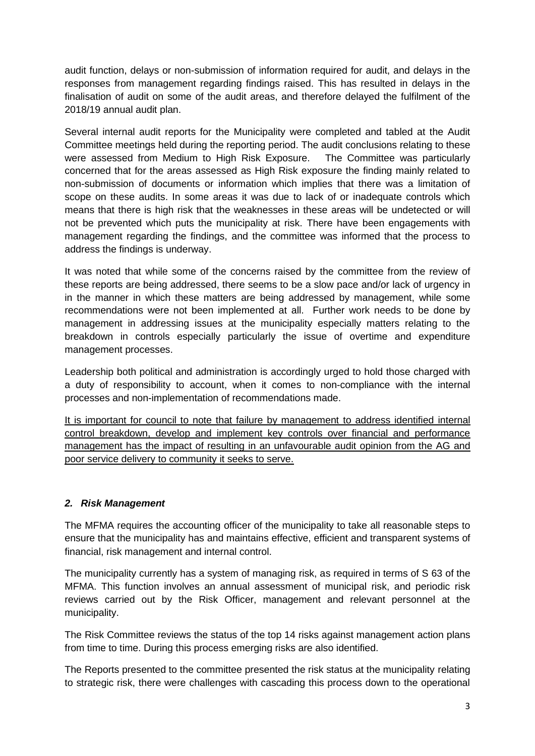audit function, delays or non-submission of information required for audit, and delays in the responses from management regarding findings raised. This has resulted in delays in the finalisation of audit on some of the audit areas, and therefore delayed the fulfilment of the 2018/19 annual audit plan.

Several internal audit reports for the Municipality were completed and tabled at the Audit Committee meetings held during the reporting period. The audit conclusions relating to these were assessed from Medium to High Risk Exposure. The Committee was particularly concerned that for the areas assessed as High Risk exposure the finding mainly related to non-submission of documents or information which implies that there was a limitation of scope on these audits. In some areas it was due to lack of or inadequate controls which means that there is high risk that the weaknesses in these areas will be undetected or will not be prevented which puts the municipality at risk. There have been engagements with management regarding the findings, and the committee was informed that the process to address the findings is underway.

It was noted that while some of the concerns raised by the committee from the review of these reports are being addressed, there seems to be a slow pace and/or lack of urgency in in the manner in which these matters are being addressed by management, while some recommendations were not been implemented at all. Further work needs to be done by management in addressing issues at the municipality especially matters relating to the breakdown in controls especially particularly the issue of overtime and expenditure management processes.

Leadership both political and administration is accordingly urged to hold those charged with a duty of responsibility to account, when it comes to non-compliance with the internal processes and non-implementation of recommendations made.

<u>It is important for council to note that failure by management to address identified internal control breakdown, develop and implement key controls over financial and performance management has the impact of resulting in an unfavourable audit opinion from the AG and poor service delivery to community it seeks to serve.</u>

### *2. Risk Management*

The MFMA requires the accounting officer of the municipality to take all reasonable steps to ensure that the municipality has and maintains effective, efficient and transparent systems of financial, risk management and internal control.

The municipality currently has a system of managing risk, as required in terms of S 63 of the MFMA. This function involves an annual assessment of municipal risk, and periodic risk reviews carried out by the Risk Officer, management and relevant personnel at the municipality.

The Risk Committee reviews the status of the top 14 risks against management action plans from time to time. During this process emerging risks are also identified.

The Reports presented to the committee presented the risk status at the municipality relating to strategic risk, there were challenges with cascading this process down to the operational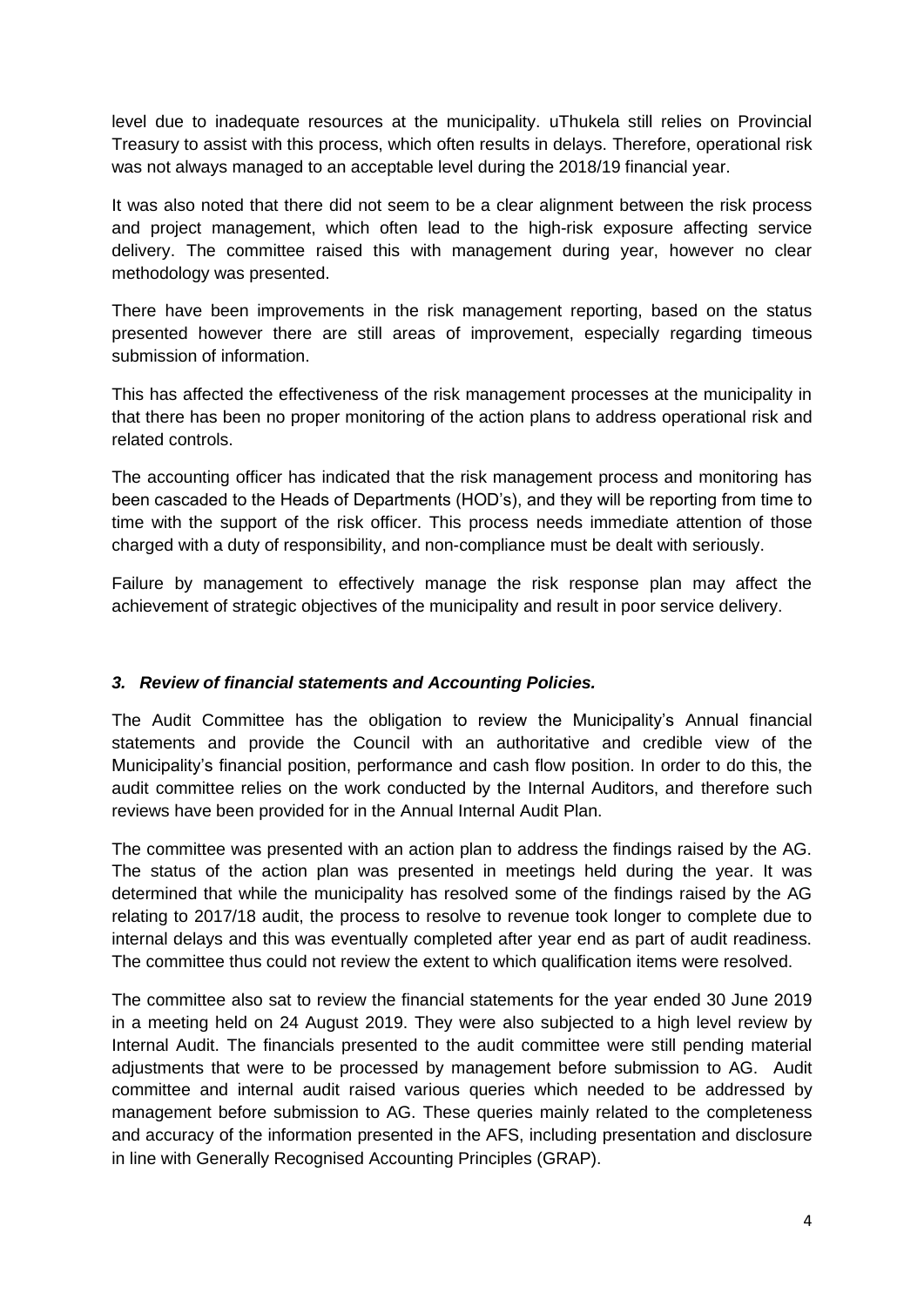level due to inadequate resources at the municipality. uThukela still relies on Provincial Treasury to assist with this process, which often results in delays. Therefore, operational risk was not always managed to an acceptable level during the 2018/19 financial year.

It was also noted that there did not seem to be a clear alignment between the risk process and project management, which often lead to the high-risk exposure affecting service delivery. The committee raised this with management during year, however no clear methodology was presented.

There have been improvements in the risk management reporting, based on the status presented however there are still areas of improvement, especially regarding timeous submission of information.

This has affected the effectiveness of the risk management processes at the municipality in that there has been no proper monitoring of the action plans to address operational risk and related controls.

The accounting officer has indicated that the risk management process and monitoring has been cascaded to the Heads of Departments (HOD's), and they will be reporting from time to time with the support of the risk officer. This process needs immediate attention of those charged with a duty of responsibility, and non-compliance must be dealt with seriously.

Failure by management to effectively manage the risk response plan may affect the achievement of strategic objectives of the municipality and result in poor service delivery.

### *3. Review of financial statements and Accounting Policies.*

The Audit Committee has the obligation to review the Municipality's Annual financial statements and provide the Council with an authoritative and credible view of the Municipality's financial position, performance and cash flow position. In order to do this, the audit committee relies on the work conducted by the Internal Auditors, and therefore such reviews have been provided for in the Annual Internal Audit Plan.

The committee was presented with an action plan to address the findings raised by the AG. The status of the action plan was presented in meetings held during the year. It was determined that while the municipality has resolved some of the findings raised by the AG relating to 2017/18 audit, the process to resolve to revenue took longer to complete due to internal delays and this was eventually completed after year end as part of audit readiness. The committee thus could not review the extent to which qualification items were resolved.

The committee also sat to review the financial statements for the year ended 30 June 2019 in a meeting held on 24 August 2019. They were also subjected to a high level review by Internal Audit. The financials presented to the audit committee were still pending material adjustments that were to be processed by management before submission to AG. Audit committee and internal audit raised various queries which needed to be addressed by management before submission to AG. These queries mainly related to the completeness and accuracy of the information presented in the AFS, including presentation and disclosure in line with Generally Recognised Accounting Principles (GRAP).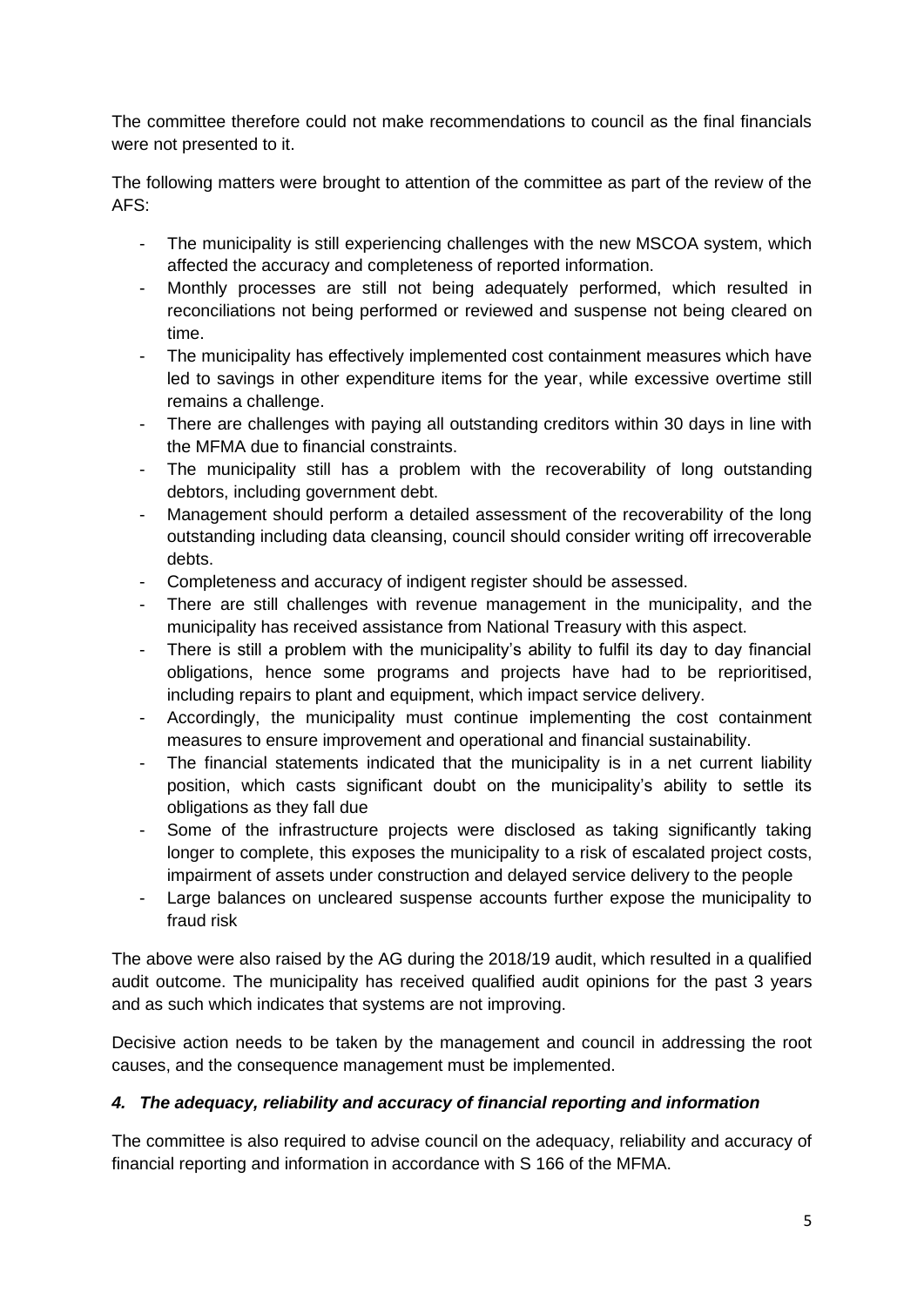The committee therefore could not make recommendations to council as the final financials were not presented to it.

The following matters were brought to attention of the committee as part of the review of the AFS:

- The municipality is still experiencing challenges with the new MSCOA system, which affected the accuracy and completeness of reported information.
- Monthly processes are still not being adequately performed, which resulted in reconciliations not being performed or reviewed and suspense not being cleared on time.
- The municipality has effectively implemented cost containment measures which have led to savings in other expenditure items for the year, while excessive overtime still remains a challenge.
- There are challenges with paying all outstanding creditors within 30 days in line with the MFMA due to financial constraints.
- The municipality still has a problem with the recoverability of long outstanding debtors, including government debt.
- Management should perform a detailed assessment of the recoverability of the long outstanding including data cleansing, council should consider writing off irrecoverable debts.
- Completeness and accuracy of indigent register should be assessed.
- There are still challenges with revenue management in the municipality, and the municipality has received assistance from National Treasury with this aspect.
- There is still a problem with the municipality's ability to fulfil its day to day financial obligations, hence some programs and projects have had to be reprioritised, including repairs to plant and equipment, which impact service delivery.
- Accordingly, the municipality must continue implementing the cost containment measures to ensure improvement and operational and financial sustainability.
- The financial statements indicated that the municipality is in a net current liability position, which casts significant doubt on the municipality's ability to settle its obligations as they fall due
- Some of the infrastructure projects were disclosed as taking significantly taking longer to complete, this exposes the municipality to a risk of escalated project costs, impairment of assets under construction and delayed service delivery to the people
- Large balances on uncleared suspense accounts further expose the municipality to fraud risk

The above were also raised by the AG during the 2018/19 audit, which resulted in a qualified audit outcome. The municipality has received qualified audit opinions for the past 3 years and as such which indicates that systems are not improving.

Decisive action needs to be taken by the management and council in addressing the root causes, and the consequence management must be implemented.

### *4. The adequacy, reliability and accuracy of financial reporting and information*

The committee is also required to advise council on the adequacy, reliability and accuracy of financial reporting and information in accordance with S 166 of the MFMA.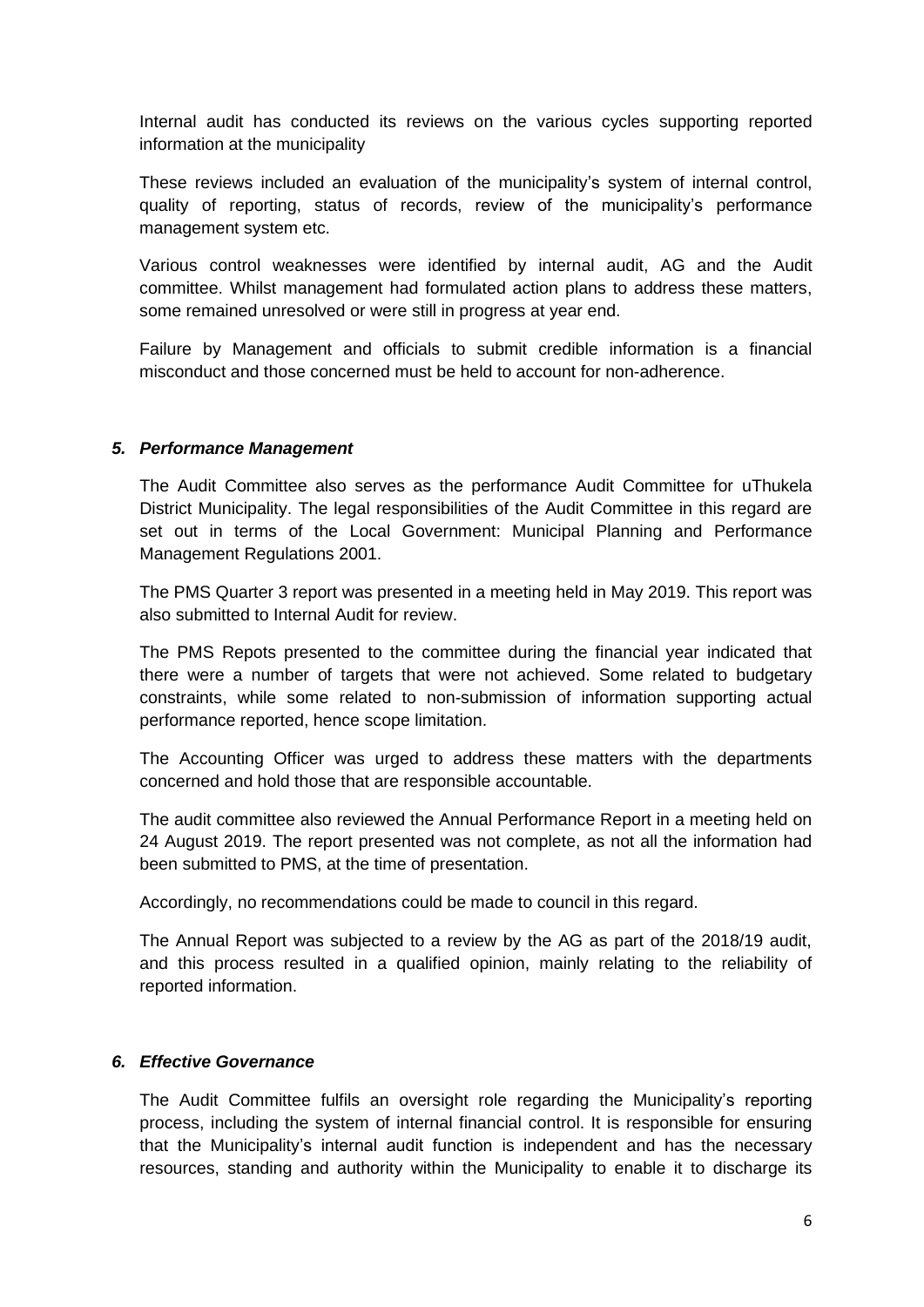Internal audit has conducted its reviews on the various cycles supporting reported information at the municipality

These reviews included an evaluation of the municipality's system of internal control, quality of reporting, status of records, review of the municipality's performance management system etc.

Various control weaknesses were identified by internal audit, AG and the Audit committee. Whilst management had formulated action plans to address these matters, some remained unresolved or were still in progress at year end.

Failure by Management and officials to submit credible information is a financial misconduct and those concerned must be held to account for non-adherence.

### *5. Performance Management*

The Audit Committee also serves as the performance Audit Committee for uThukela District Municipality. The legal responsibilities of the Audit Committee in this regard are set out in terms of the Local Government: Municipal Planning and Performance Management Regulations 2001.

The PMS Quarter 3 report was presented in a meeting held in May 2019. This report was also submitted to Internal Audit for review.

The PMS Repots presented to the committee during the financial year indicated that there were a number of targets that were not achieved. Some related to budgetary constraints, while some related to non-submission of information supporting actual performance reported, hence scope limitation.

The Accounting Officer was urged to address these matters with the departments concerned and hold those that are responsible accountable.

The audit committee also reviewed the Annual Performance Report in a meeting held on 24 August 2019. The report presented was not complete, as not all the information had been submitted to PMS, at the time of presentation.

Accordingly, no recommendations could be made to council in this regard.

The Annual Report was subjected to a review by the AG as part of the 2018/19 audit, and this process resulted in a qualified opinion, mainly relating to the reliability of reported information.

### *6. Effective Governance*

The Audit Committee fulfils an oversight role regarding the Municipality's reporting process, including the system of internal financial control. It is responsible for ensuring that the Municipality's internal audit function is independent and has the necessary resources, standing and authority within the Municipality to enable it to discharge its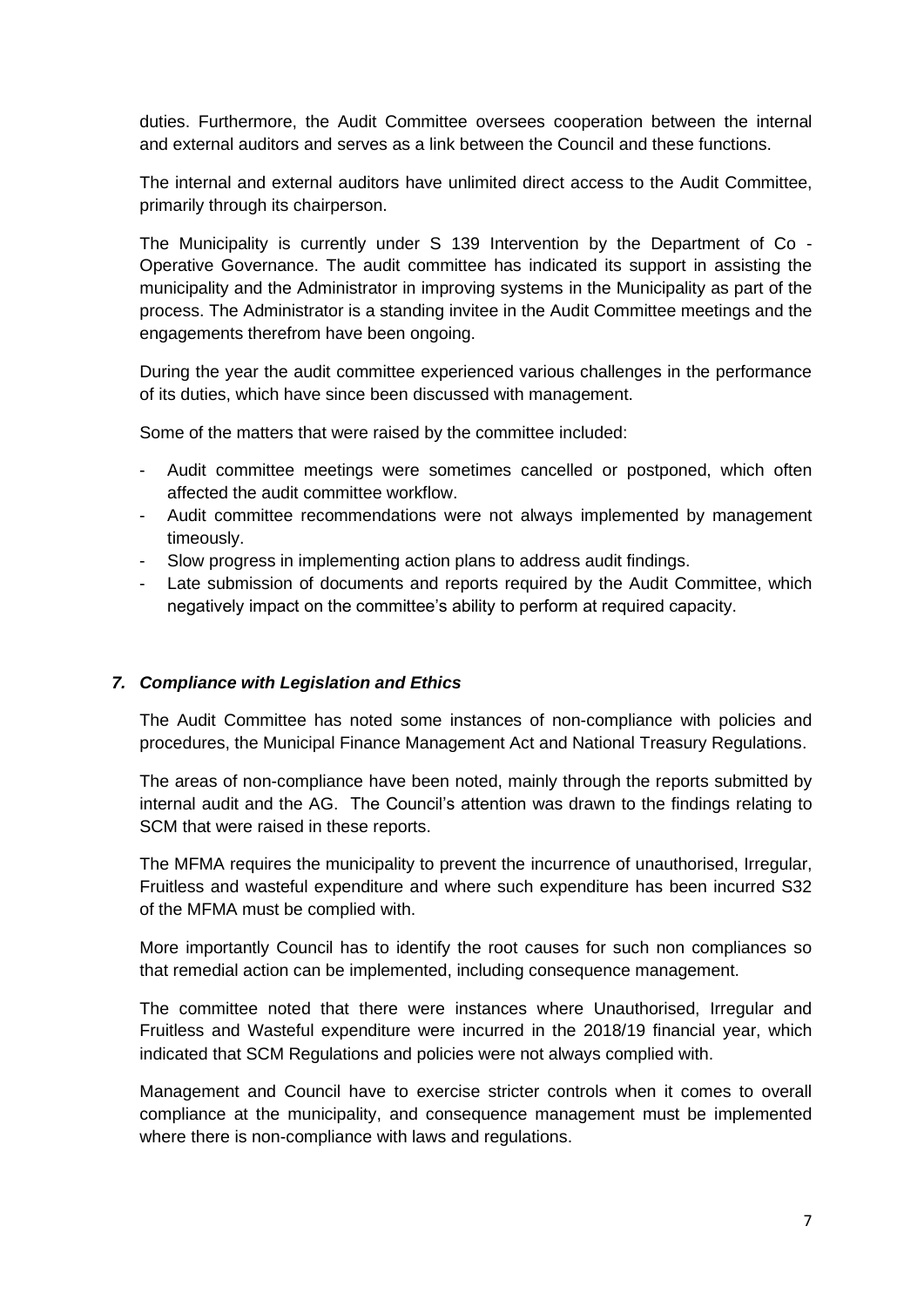duties. Furthermore, the Audit Committee oversees cooperation between the internal and external auditors and serves as a link between the Council and these functions.

The internal and external auditors have unlimited direct access to the Audit Committee, primarily through its chairperson.

The Municipality is currently under S 139 Intervention by the Department of Co - Operative Governance. The audit committee has indicated its support in assisting the municipality and the Administrator in improving systems in the Municipality as part of the process. The Administrator is a standing invitee in the Audit Committee meetings and the engagements therefrom have been ongoing.

During the year the audit committee experienced various challenges in the performance of its duties, which have since been discussed with management.

Some of the matters that were raised by the committee included:

- Audit committee meetings were sometimes cancelled or postponed, which often affected the audit committee workflow.
- Audit committee recommendations were not always implemented by management timeously.
- Slow progress in implementing action plans to address audit findings.
- Late submission of documents and reports required by the Audit Committee, which negatively impact on the committee's ability to perform at required capacity.

### *7. Compliance with Legislation and Ethics*

The Audit Committee has noted some instances of non-compliance with policies and procedures, the Municipal Finance Management Act and National Treasury Regulations.

The areas of non-compliance have been noted, mainly through the reports submitted by internal audit and the AG. The Council's attention was drawn to the findings relating to SCM that were raised in these reports.

The MFMA requires the municipality to prevent the incurrence of unauthorised, Irregular, Fruitless and wasteful expenditure and where such expenditure has been incurred S32 of the MFMA must be complied with.

More importantly Council has to identify the root causes for such non compliances so that remedial action can be implemented, including consequence management.

The committee noted that there were instances where Unauthorised, Irregular and Fruitless and Wasteful expenditure were incurred in the 2018/19 financial year, which indicated that SCM Regulations and policies were not always complied with.

Management and Council have to exercise stricter controls when it comes to overall compliance at the municipality, and consequence management must be implemented where there is non-compliance with laws and regulations.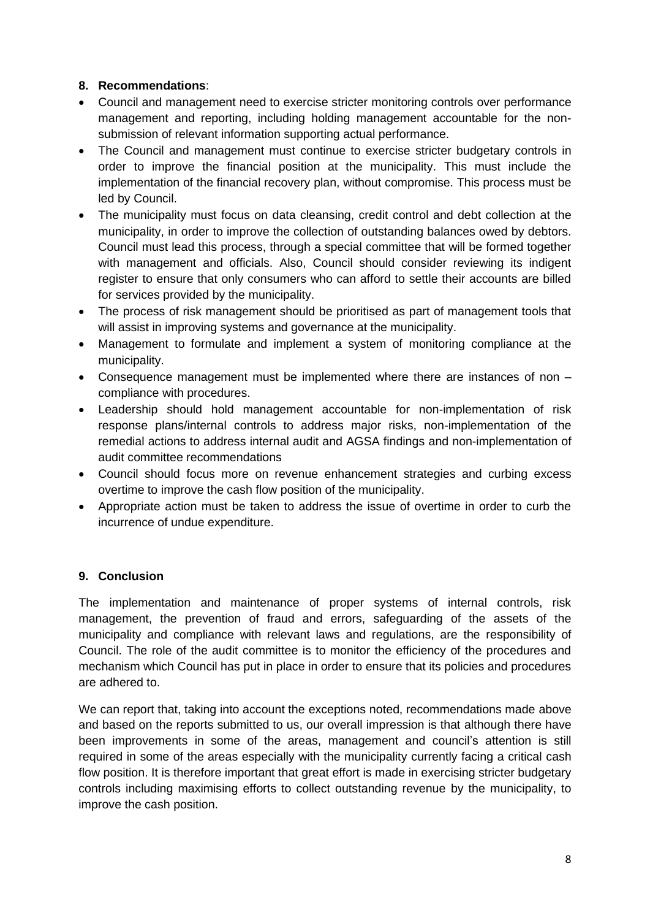## 8. Recommendations:

- Council and management need to exercise stricter monitoring controls over performance management and reporting, including holding management accountable for the non-submission of relevant information supporting actual performance.
- The Council and management must continue to exercise stricter budgetary controls in order to improve the financial position at the municipality. This must include the implementation of the financial recovery plan, without compromise. This process must be led by Council.
- The municipality must focus on data cleansing, credit control and debt collection at the municipality, in order to improve the collection of outstanding balances owed by debtors. Council must lead this process, through a special committee that will be formed together with management and officials. Also, Council should consider reviewing its indigent register to ensure that only consumers who can afford to settle their accounts are billed for services provided by the municipality.
- The process of risk management should be prioritised as part of management tools that will assist in improving systems and governance at the municipality.
- Management to formulate and implement a system of monitoring compliance at the municipality.
- Consequence management must be implemented where there are instances of non – compliance with procedures.
- Leadership should hold management accountable for non-implementation of risk response plans/internal controls to address major risks, non-implementation of the remedial actions to address internal audit and AGSA findings and non-implementation of audit committee recommendations
- Council should focus more on revenue enhancement strategies and curbing excess overtime to improve the cash flow position of the municipality.
- Appropriate action must be taken to address the issue of overtime in order to curb the incurrence of undue expenditure.

## 9. Conclusion

The implementation and maintenance of proper systems of internal controls, risk management, the prevention of fraud and errors, safeguarding of the assets of the municipality and compliance with relevant laws and regulations, are the responsibility of Council. The role of the audit committee is to monitor the efficiency of the procedures and mechanism which Council has put in place in order to ensure that its policies and procedures are adhered to.

We can report that, taking into account the exceptions noted, recommendations made above and based on the reports submitted to us, our overall impression is that although there have been improvements in some of the areas, management and council's attention is still required in some of the areas especially with the municipality currently facing a critical cash flow position. It is therefore important that great effort is made in exercising stricter budgetary controls including maximising efforts to collect outstanding revenue by the municipality, to improve the cash position.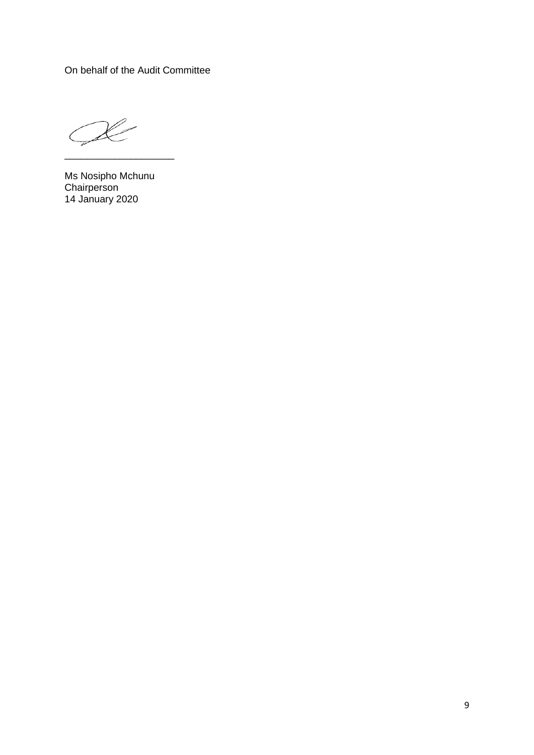On behalf of the Audit Committee

____________________

Ms Nosipho Mchunu
Chairperson
14 January 2020